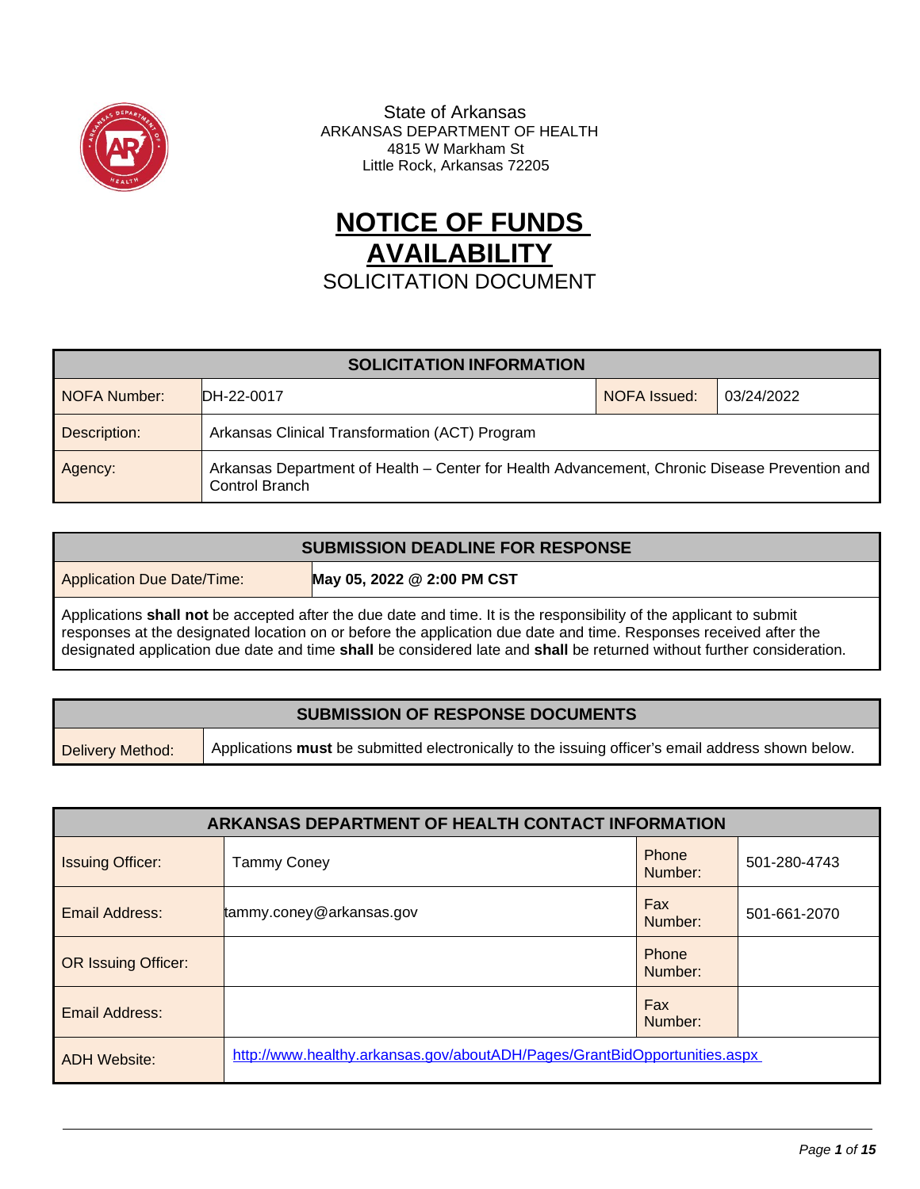State of Arkansas
ARKANSAS DEPARTMENT OF HEALTH
4815 W Markham St
Little Rock, Arkansas 72205

# NOTICE OF FUNDS AVAILABILITY

## SOLICITATION DOCUMENT

| SOLICITATION INFORMATION | | | |
|---|---|---|---|
| NOFA Number: | DH-22-0017 | NOFA Issued: | 03/24/2022 |
| Description: | Arkansas Clinical Transformation (ACT) Program | | |
| Agency: | Arkansas Department of Health – Center for Health Advancement, Chronic Disease Prevention and Control Branch | | |

| SUBMISSION DEADLINE FOR RESPONSE | |
|---|---|
| Application Due Date/Time: | **May 05, 2022 @ 2:00 PM CST** |
| Applications **shall not** be accepted after the due date and time. It is the responsibility of the applicant to submit responses at the designated location on or before the application due date and time. Responses received after the designated application due date and time **shall** be considered late and **shall** be returned without further consideration. | |

| SUBMISSION OF RESPONSE DOCUMENTS | |
|---|---|
| Delivery Method: | Applications **must** be submitted electronically to the issuing officer's email address shown below. |

| ARKANSAS DEPARTMENT OF HEALTH CONTACT INFORMATION | | | |
|---|---|---|---|
| Issuing Officer: | Tammy Coney | Phone Number: | 501-280-4743 |
| Email Address: | tammy.coney@arkansas.gov | Fax Number: | 501-661-2070 |
| OR Issuing Officer: | | Phone Number: | |
| Email Address: | | Fax Number: | |
| ADH Website: | http://www.healthy.arkansas.gov/aboutADH/Pages/GrantBidOpportunities.aspx | | |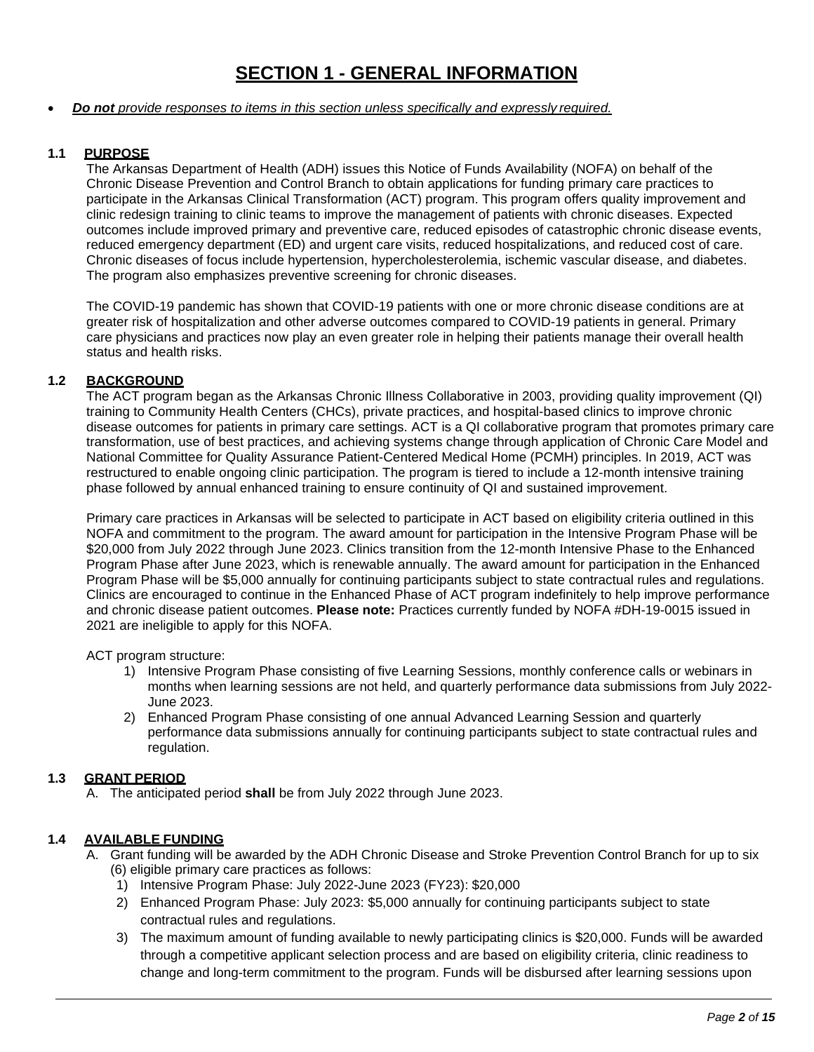# SECTION 1 - GENERAL INFORMATION

- ***Do not** provide responses to items in this section unless specifically and expressly required.*

## 1.1 PURPOSE

The Arkansas Department of Health (ADH) issues this Notice of Funds Availability (NOFA) on behalf of the Chronic Disease Prevention and Control Branch to obtain applications for funding primary care practices to participate in the Arkansas Clinical Transformation (ACT) program. This program offers quality improvement and clinic redesign training to clinic teams to improve the management of patients with chronic diseases. Expected outcomes include improved primary and preventive care, reduced episodes of catastrophic chronic disease events, reduced emergency department (ED) and urgent care visits, reduced hospitalizations, and reduced cost of care. Chronic diseases of focus include hypertension, hypercholesterolemia, ischemic vascular disease, and diabetes. The program also emphasizes preventive screening for chronic diseases.

The COVID-19 pandemic has shown that COVID-19 patients with one or more chronic disease conditions are at greater risk of hospitalization and other adverse outcomes compared to COVID-19 patients in general. Primary care physicians and practices now play an even greater role in helping their patients manage their overall health status and health risks.

## 1.2 BACKGROUND

The ACT program began as the Arkansas Chronic Illness Collaborative in 2003, providing quality improvement (QI) training to Community Health Centers (CHCs), private practices, and hospital-based clinics to improve chronic disease outcomes for patients in primary care settings. ACT is a QI collaborative program that promotes primary care transformation, use of best practices, and achieving systems change through application of Chronic Care Model and National Committee for Quality Assurance Patient-Centered Medical Home (PCMH) principles. In 2019, ACT was restructured to enable ongoing clinic participation. The program is tiered to include a 12-month intensive training phase followed by annual enhanced training to ensure continuity of QI and sustained improvement.

Primary care practices in Arkansas will be selected to participate in ACT based on eligibility criteria outlined in this NOFA and commitment to the program. The award amount for participation in the Intensive Program Phase will be $20,000 from July 2022 through June 2023. Clinics transition from the 12-month Intensive Phase to the Enhanced Program Phase after June 2023, which is renewable annually. The award amount for participation in the Enhanced Program Phase will be $5,000 annually for continuing participants subject to state contractual rules and regulations. Clinics are encouraged to continue in the Enhanced Phase of ACT program indefinitely to help improve performance and chronic disease patient outcomes. **Please note:** Practices currently funded by NOFA #DH-19-0015 issued in 2021 are ineligible to apply for this NOFA.

ACT program structure:

1) Intensive Program Phase consisting of five Learning Sessions, monthly conference calls or webinars in months when learning sessions are not held, and quarterly performance data submissions from July 2022-June 2023.
2) Enhanced Program Phase consisting of one annual Advanced Learning Session and quarterly performance data submissions annually for continuing participants subject to state contractual rules and regulation.

## 1.3 GRANT PERIOD

A. The anticipated period **shall** be from July 2022 through June 2023.

## 1.4 AVAILABLE FUNDING

A. Grant funding will be awarded by the ADH Chronic Disease and Stroke Prevention Control Branch for up to six (6) eligible primary care practices as follows:
   1) Intensive Program Phase: July 2022-June 2023 (FY23): $20,000
   2) Enhanced Program Phase: July 2023: $5,000 annually for continuing participants subject to state contractual rules and regulations.
   3) The maximum amount of funding available to newly participating clinics is $20,000. Funds will be awarded through a competitive applicant selection process and are based on eligibility criteria, clinic readiness to change and long-term commitment to the program. Funds will be disbursed after learning sessions upon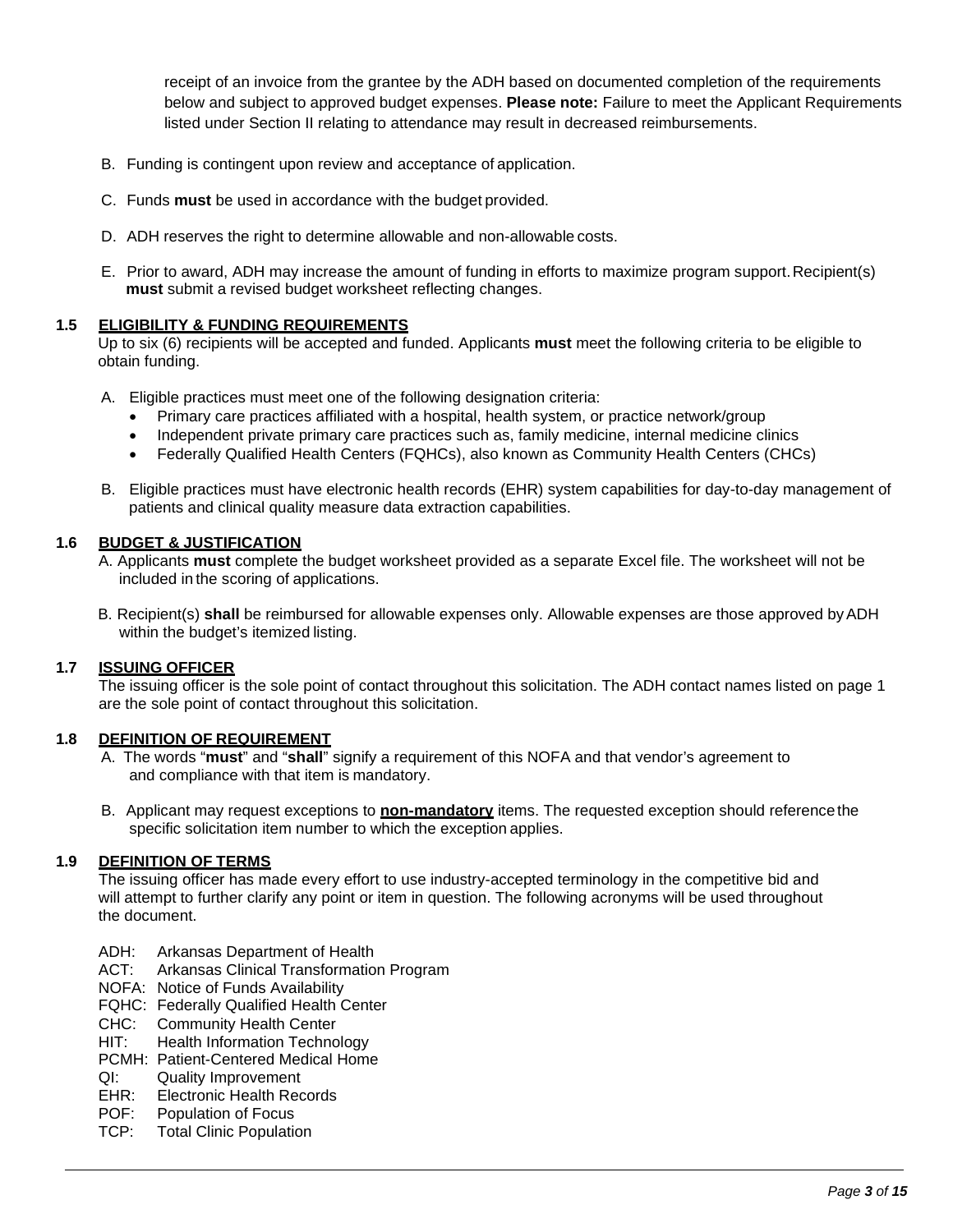receipt of an invoice from the grantee by the ADH based on documented completion of the requirements below and subject to approved budget expenses. **Please note:** Failure to meet the Applicant Requirements listed under Section II relating to attendance may result in decreased reimbursements.

B. Funding is contingent upon review and acceptance of application.

C. Funds **must** be used in accordance with the budget provided.

D. ADH reserves the right to determine allowable and non-allowable costs.

E. Prior to award, ADH may increase the amount of funding in efforts to maximize program support. Recipient(s) **must** submit a revised budget worksheet reflecting changes.

### 1.5 ELIGIBILITY & FUNDING REQUIREMENTS

Up to six (6) recipients will be accepted and funded. Applicants **must** meet the following criteria to be eligible to obtain funding.

A. Eligible practices must meet one of the following designation criteria:
- Primary care practices affiliated with a hospital, health system, or practice network/group
- Independent private primary care practices such as, family medicine, internal medicine clinics
- Federally Qualified Health Centers (FQHCs), also known as Community Health Centers (CHCs)

B. Eligible practices must have electronic health records (EHR) system capabilities for day-to-day management of patients and clinical quality measure data extraction capabilities.

### 1.6 BUDGET & JUSTIFICATION

A. Applicants **must** complete the budget worksheet provided as a separate Excel file. The worksheet will not be included in the scoring of applications.

B. Recipient(s) **shall** be reimbursed for allowable expenses only. Allowable expenses are those approved by ADH within the budget's itemized listing.

### 1.7 ISSUING OFFICER

The issuing officer is the sole point of contact throughout this solicitation. The ADH contact names listed on page 1 are the sole point of contact throughout this solicitation.

### 1.8 DEFINITION OF REQUIREMENT

A. The words "**must**" and "**shall**" signify a requirement of this NOFA and that vendor's agreement to and compliance with that item is mandatory.

B. Applicant may request exceptions to **non-mandatory** items. The requested exception should reference the specific solicitation item number to which the exception applies.

### 1.9 DEFINITION OF TERMS

The issuing officer has made every effort to use industry-accepted terminology in the competitive bid and will attempt to further clarify any point or item in question. The following acronyms will be used throughout the document.

ADH: Arkansas Department of Health
ACT: Arkansas Clinical Transformation Program
NOFA: Notice of Funds Availability
FQHC: Federally Qualified Health Center
CHC: Community Health Center
HIT: Health Information Technology
PCMH: Patient-Centered Medical Home
QI: Quality Improvement
EHR: Electronic Health Records
POF: Population of Focus
TCP: Total Clinic Population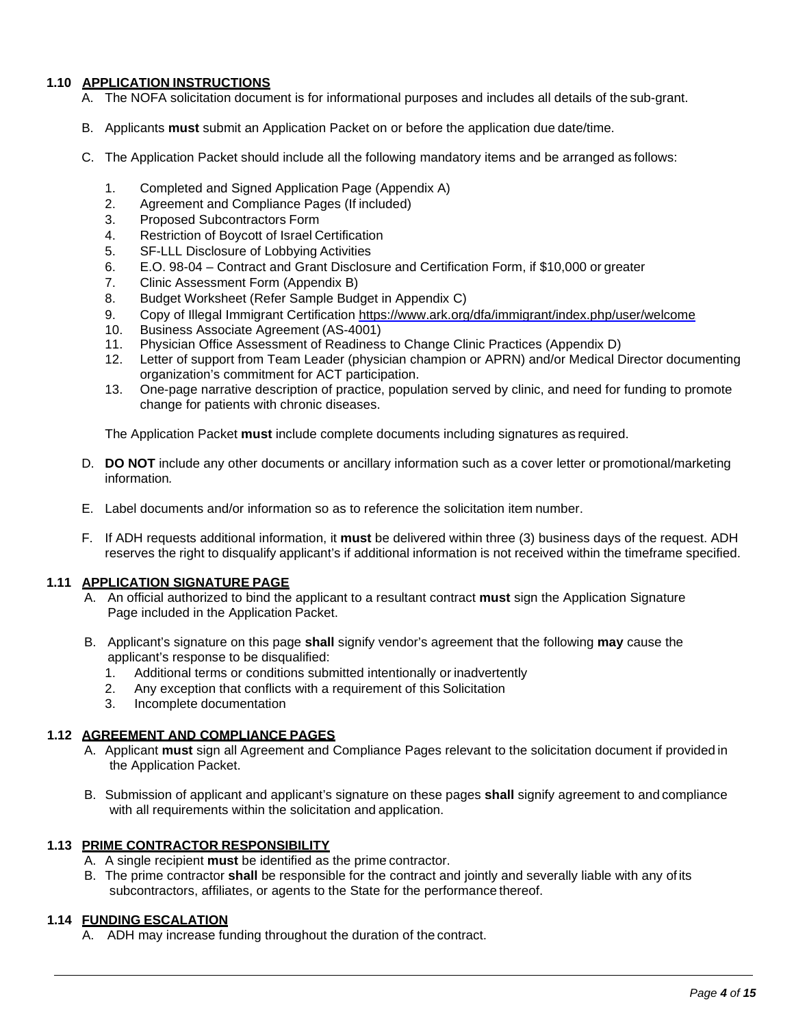### 1.10 APPLICATION INSTRUCTIONS

A. The NOFA solicitation document is for informational purposes and includes all details of the sub-grant.

B. Applicants **must** submit an Application Packet on or before the application due date/time.

C. The Application Packet should include all the following mandatory items and be arranged as follows:

1. Completed and Signed Application Page (Appendix A)
2. Agreement and Compliance Pages (If included)
3. Proposed Subcontractors Form
4. Restriction of Boycott of Israel Certification
5. SF-LLL Disclosure of Lobbying Activities
6. E.O. 98-04 – Contract and Grant Disclosure and Certification Form, if $10,000 or greater
7. Clinic Assessment Form (Appendix B)
8. Budget Worksheet (Refer Sample Budget in Appendix C)
9. Copy of Illegal Immigrant Certification https://www.ark.org/dfa/immigrant/index.php/user/welcome
10. Business Associate Agreement (AS-4001)
11. Physician Office Assessment of Readiness to Change Clinic Practices (Appendix D)
12. Letter of support from Team Leader (physician champion or APRN) and/or Medical Director documenting organization's commitment for ACT participation.
13. One-page narrative description of practice, population served by clinic, and need for funding to promote change for patients with chronic diseases.

The Application Packet **must** include complete documents including signatures as required.

D. **DO NOT** include any other documents or ancillary information such as a cover letter or promotional/marketing information*.*

E. Label documents and/or information so as to reference the solicitation item number.

F. If ADH requests additional information, it **must** be delivered within three (3) business days of the request. ADH reserves the right to disqualify applicant's if additional information is not received within the timeframe specified.

### 1.11 APPLICATION SIGNATURE PAGE

A. An official authorized to bind the applicant to a resultant contract **must** sign the Application Signature Page included in the Application Packet.

B. Applicant's signature on this page **shall** signify vendor's agreement that the following **may** cause the applicant's response to be disqualified:

1. Additional terms or conditions submitted intentionally or inadvertently
2. Any exception that conflicts with a requirement of this Solicitation
3. Incomplete documentation

### 1.12 AGREEMENT AND COMPLIANCE PAGES

A. Applicant **must** sign all Agreement and Compliance Pages relevant to the solicitation document if provided in the Application Packet.

B. Submission of applicant and applicant's signature on these pages **shall** signify agreement to and compliance with all requirements within the solicitation and application.

### 1.13 PRIME CONTRACTOR RESPONSIBILITY

A. A single recipient **must** be identified as the prime contractor.

B. The prime contractor **shall** be responsible for the contract and jointly and severally liable with any of its subcontractors, affiliates, or agents to the State for the performance thereof.

### 1.14 FUNDING ESCALATION

A. ADH may increase funding throughout the duration of the contract.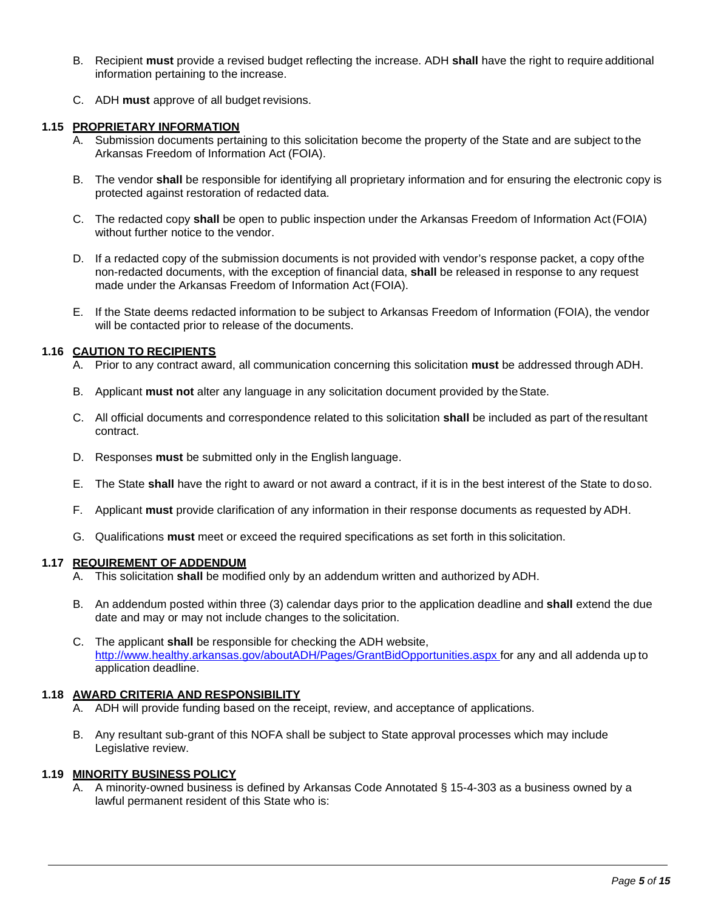B. Recipient **must** provide a revised budget reflecting the increase. ADH **shall** have the right to require additional information pertaining to the increase.

C. ADH **must** approve of all budget revisions.

### 1.15 PROPRIETARY INFORMATION

A. Submission documents pertaining to this solicitation become the property of the State and are subject to the Arkansas Freedom of Information Act (FOIA).

B. The vendor **shall** be responsible for identifying all proprietary information and for ensuring the electronic copy is protected against restoration of redacted data.

C. The redacted copy **shall** be open to public inspection under the Arkansas Freedom of Information Act (FOIA) without further notice to the vendor.

D. If a redacted copy of the submission documents is not provided with vendor's response packet, a copy of the non-redacted documents, with the exception of financial data, **shall** be released in response to any request made under the Arkansas Freedom of Information Act (FOIA).

E. If the State deems redacted information to be subject to Arkansas Freedom of Information (FOIA), the vendor will be contacted prior to release of the documents.

### 1.16 CAUTION TO RECIPIENTS

A. Prior to any contract award, all communication concerning this solicitation **must** be addressed through ADH.

B. Applicant **must not** alter any language in any solicitation document provided by the State.

C. All official documents and correspondence related to this solicitation **shall** be included as part of the resultant contract.

D. Responses **must** be submitted only in the English language.

E. The State **shall** have the right to award or not award a contract, if it is in the best interest of the State to do so.

F. Applicant **must** provide clarification of any information in their response documents as requested by ADH.

G. Qualifications **must** meet or exceed the required specifications as set forth in this solicitation.

### 1.17 REQUIREMENT OF ADDENDUM

A. This solicitation **shall** be modified only by an addendum written and authorized by ADH.

B. An addendum posted within three (3) calendar days prior to the application deadline and **shall** extend the due date and may or may not include changes to the solicitation.

C. The applicant **shall** be responsible for checking the ADH website, http://www.healthy.arkansas.gov/aboutADH/Pages/GrantBidOpportunities.aspx for any and all addenda up to application deadline.

### 1.18 AWARD CRITERIA AND RESPONSIBILITY

A. ADH will provide funding based on the receipt, review, and acceptance of applications.

B. Any resultant sub-grant of this NOFA shall be subject to State approval processes which may include Legislative review.

### 1.19 MINORITY BUSINESS POLICY

A. A minority-owned business is defined by Arkansas Code Annotated § 15-4-303 as a business owned by a lawful permanent resident of this State who is: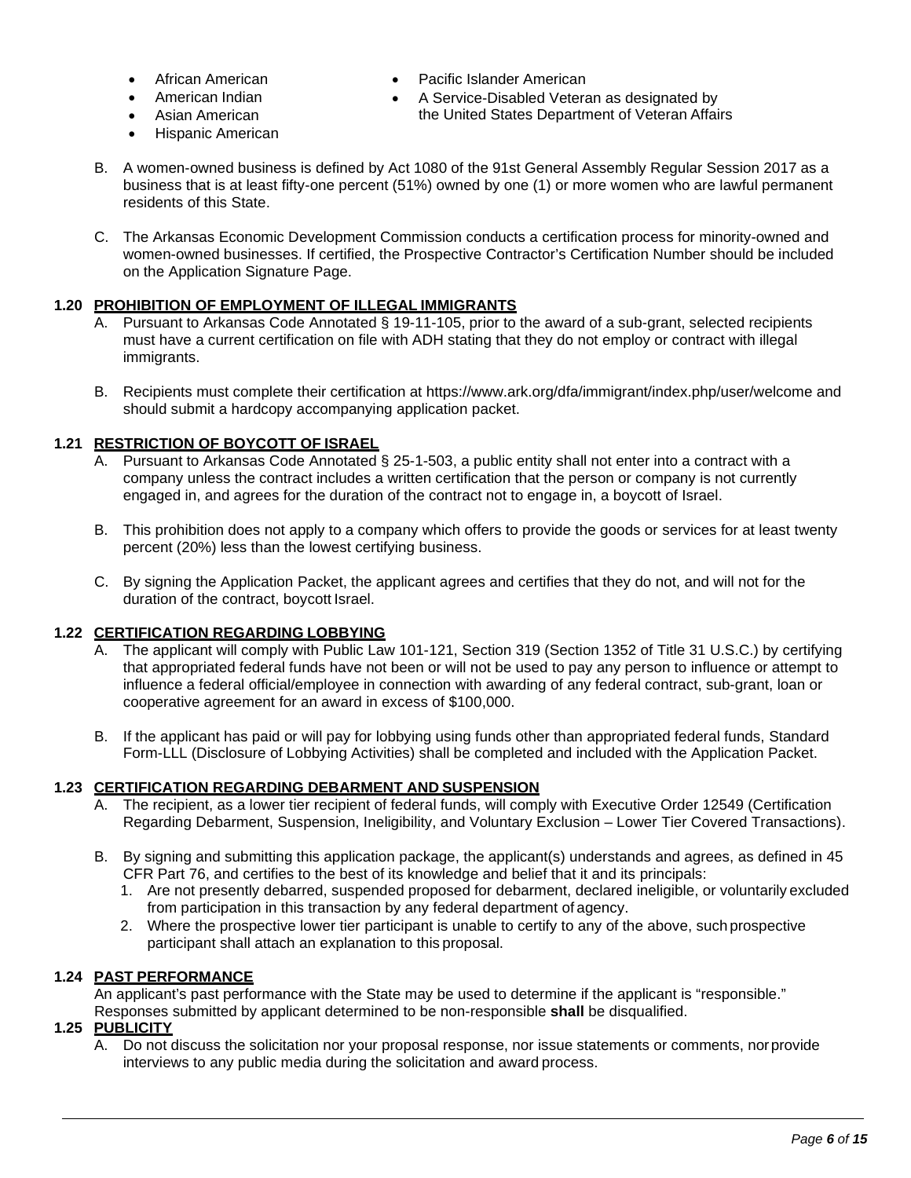- African American
- American Indian
- Asian American
- Hispanic American
- Pacific Islander American
- A Service-Disabled Veteran as designated by the United States Department of Veteran Affairs

B. A women-owned business is defined by Act 1080 of the 91st General Assembly Regular Session 2017 as a business that is at least fifty-one percent (51%) owned by one (1) or more women who are lawful permanent residents of this State.

C. The Arkansas Economic Development Commission conducts a certification process for minority-owned and women-owned businesses. If certified, the Prospective Contractor's Certification Number should be included on the Application Signature Page.

## 1.20 PROHIBITION OF EMPLOYMENT OF ILLEGAL IMMIGRANTS

A. Pursuant to Arkansas Code Annotated § 19-11-105, prior to the award of a sub-grant, selected recipients must have a current certification on file with ADH stating that they do not employ or contract with illegal immigrants.

B. Recipients must complete their certification at https://www.ark.org/dfa/immigrant/index.php/user/welcome and should submit a hardcopy accompanying application packet.

## 1.21 RESTRICTION OF BOYCOTT OF ISRAEL

A. Pursuant to Arkansas Code Annotated § 25-1-503, a public entity shall not enter into a contract with a company unless the contract includes a written certification that the person or company is not currently engaged in, and agrees for the duration of the contract not to engage in, a boycott of Israel.

B. This prohibition does not apply to a company which offers to provide the goods or services for at least twenty percent (20%) less than the lowest certifying business.

C. By signing the Application Packet, the applicant agrees and certifies that they do not, and will not for the duration of the contract, boycott Israel.

## 1.22 CERTIFICATION REGARDING LOBBYING

A. The applicant will comply with Public Law 101-121, Section 319 (Section 1352 of Title 31 U.S.C.) by certifying that appropriated federal funds have not been or will not be used to pay any person to influence or attempt to influence a federal official/employee in connection with awarding of any federal contract, sub-grant, loan or cooperative agreement for an award in excess of $100,000.

B. If the applicant has paid or will pay for lobbying using funds other than appropriated federal funds, Standard Form-LLL (Disclosure of Lobbying Activities) shall be completed and included with the Application Packet.

## 1.23 CERTIFICATION REGARDING DEBARMENT AND SUSPENSION

A. The recipient, as a lower tier recipient of federal funds, will comply with Executive Order 12549 (Certification Regarding Debarment, Suspension, Ineligibility, and Voluntary Exclusion – Lower Tier Covered Transactions).

B. By signing and submitting this application package, the applicant(s) understands and agrees, as defined in 45 CFR Part 76, and certifies to the best of its knowledge and belief that it and its principals:

1. Are not presently debarred, suspended proposed for debarment, declared ineligible, or voluntarily excluded from participation in this transaction by any federal department of agency.
2. Where the prospective lower tier participant is unable to certify to any of the above, such prospective participant shall attach an explanation to this proposal.

## 1.24 PAST PERFORMANCE

An applicant's past performance with the State may be used to determine if the applicant is "responsible." Responses submitted by applicant determined to be non-responsible **shall** be disqualified.

## 1.25 PUBLICITY

A. Do not discuss the solicitation nor your proposal response, nor issue statements or comments, nor provide interviews to any public media during the solicitation and award process.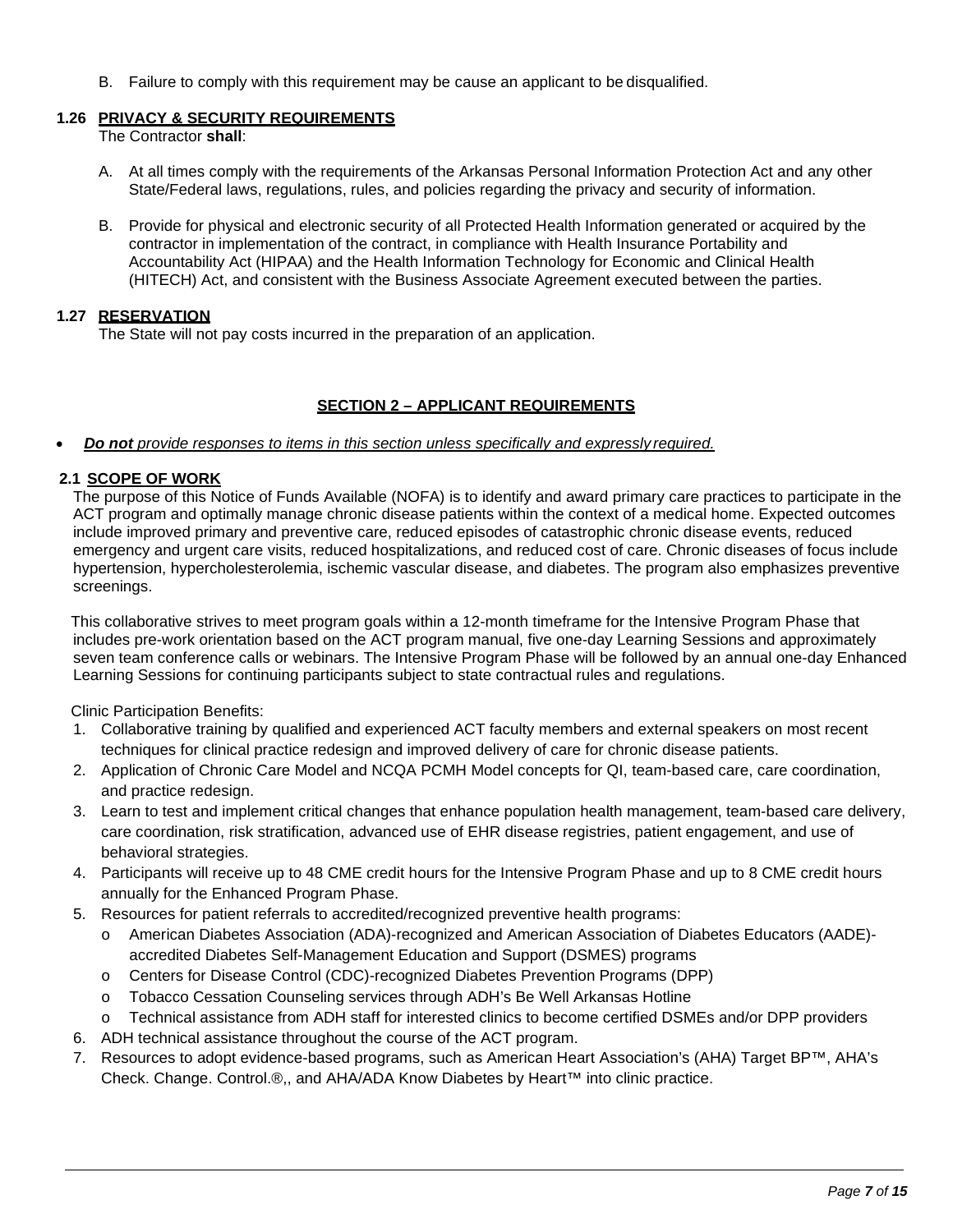B. Failure to comply with this requirement may be cause an applicant to be disqualified.

### 1.26 PRIVACY & SECURITY REQUIREMENTS

The Contractor **shall**:

A. At all times comply with the requirements of the Arkansas Personal Information Protection Act and any other State/Federal laws, regulations, rules, and policies regarding the privacy and security of information.

B. Provide for physical and electronic security of all Protected Health Information generated or acquired by the contractor in implementation of the contract, in compliance with Health Insurance Portability and Accountability Act (HIPAA) and the Health Information Technology for Economic and Clinical Health (HITECH) Act, and consistent with the Business Associate Agreement executed between the parties.

### 1.27 RESERVATION

The State will not pay costs incurred in the preparation of an application.

## SECTION 2 – APPLICANT REQUIREMENTS

- ***Do not*** *provide responses to items in this section unless specifically and expressly required.*

### 2.1 SCOPE OF WORK

The purpose of this Notice of Funds Available (NOFA) is to identify and award primary care practices to participate in the ACT program and optimally manage chronic disease patients within the context of a medical home. Expected outcomes include improved primary and preventive care, reduced episodes of catastrophic chronic disease events, reduced emergency and urgent care visits, reduced hospitalizations, and reduced cost of care. Chronic diseases of focus include hypertension, hypercholesterolemia, ischemic vascular disease, and diabetes. The program also emphasizes preventive screenings.

This collaborative strives to meet program goals within a 12-month timeframe for the Intensive Program Phase that includes pre-work orientation based on the ACT program manual, five one-day Learning Sessions and approximately seven team conference calls or webinars. The Intensive Program Phase will be followed by an annual one-day Enhanced Learning Sessions for continuing participants subject to state contractual rules and regulations.

Clinic Participation Benefits:

1. Collaborative training by qualified and experienced ACT faculty members and external speakers on most recent techniques for clinical practice redesign and improved delivery of care for chronic disease patients.
2. Application of Chronic Care Model and NCQA PCMH Model concepts for QI, team-based care, care coordination, and practice redesign.
3. Learn to test and implement critical changes that enhance population health management, team-based care delivery, care coordination, risk stratification, advanced use of EHR disease registries, patient engagement, and use of behavioral strategies.
4. Participants will receive up to 48 CME credit hours for the Intensive Program Phase and up to 8 CME credit hours annually for the Enhanced Program Phase.
5. Resources for patient referrals to accredited/recognized preventive health programs:
   - American Diabetes Association (ADA)-recognized and American Association of Diabetes Educators (AADE)-accredited Diabetes Self-Management Education and Support (DSMES) programs
   - Centers for Disease Control (CDC)-recognized Diabetes Prevention Programs (DPP)
   - Tobacco Cessation Counseling services through ADH's Be Well Arkansas Hotline
   - Technical assistance from ADH staff for interested clinics to become certified DSMEs and/or DPP providers
6. ADH technical assistance throughout the course of the ACT program.
7. Resources to adopt evidence-based programs, such as American Heart Association's (AHA) Target BP™, AHA's Check. Change. Control.®,, and AHA/ADA Know Diabetes by Heart™ into clinic practice.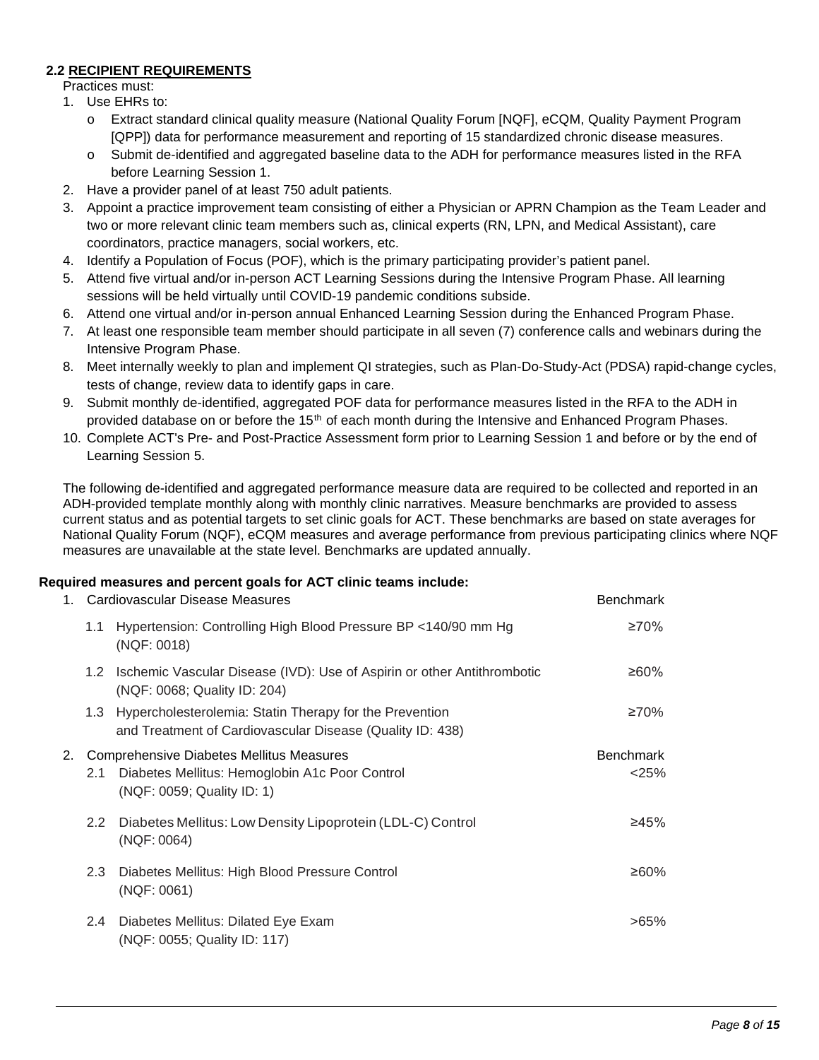### 2.2 RECIPIENT REQUIREMENTS

Practices must:

1. Use EHRs to:
   - Extract standard clinical quality measure (National Quality Forum [NQF], eCQM, Quality Payment Program [QPP]) data for performance measurement and reporting of 15 standardized chronic disease measures.
   - Submit de-identified and aggregated baseline data to the ADH for performance measures listed in the RFA before Learning Session 1.
2. Have a provider panel of at least 750 adult patients.
3. Appoint a practice improvement team consisting of either a Physician or APRN Champion as the Team Leader and two or more relevant clinic team members such as, clinical experts (RN, LPN, and Medical Assistant), care coordinators, practice managers, social workers, etc.
4. Identify a Population of Focus (POF), which is the primary participating provider's patient panel.
5. Attend five virtual and/or in-person ACT Learning Sessions during the Intensive Program Phase. All learning sessions will be held virtually until COVID-19 pandemic conditions subside.
6. Attend one virtual and/or in-person annual Enhanced Learning Session during the Enhanced Program Phase.
7. At least one responsible team member should participate in all seven (7) conference calls and webinars during the Intensive Program Phase.
8. Meet internally weekly to plan and implement QI strategies, such as Plan-Do-Study-Act (PDSA) rapid-change cycles, tests of change, review data to identify gaps in care.
9. Submit monthly de-identified, aggregated POF data for performance measures listed in the RFA to the ADH in provided database on or before the 15th of each month during the Intensive and Enhanced Program Phases.
10. Complete ACT's Pre- and Post-Practice Assessment form prior to Learning Session 1 and before or by the end of Learning Session 5.

The following de-identified and aggregated performance measure data are required to be collected and reported in an ADH-provided template monthly along with monthly clinic narratives. Measure benchmarks are provided to assess current status and as potential targets to set clinic goals for ACT. These benchmarks are based on state averages for National Quality Forum (NQF), eCQM measures and average performance from previous participating clinics where NQF measures are unavailable at the state level. Benchmarks are updated annually.

**Required measures and percent goals for ACT clinic teams include:**

| | Measure | Benchmark |
|---|---|---|
| 1. | Cardiovascular Disease Measures | Benchmark |
| 1.1 | Hypertension: Controlling High Blood Pressure BP <140/90 mm Hg (NQF: 0018) | ≥70% |
| 1.2 | Ischemic Vascular Disease (IVD): Use of Aspirin or other Antithrombotic (NQF: 0068; Quality ID: 204) | ≥60% |
| 1.3 | Hypercholesterolemia: Statin Therapy for the Prevention and Treatment of Cardiovascular Disease (Quality ID: 438) | ≥70% |
| 2. | Comprehensive Diabetes Mellitus Measures | Benchmark |
| 2.1 | Diabetes Mellitus: Hemoglobin A1c Poor Control (NQF: 0059; Quality ID: 1) | <25% |
| 2.2 | Diabetes Mellitus: Low Density Lipoprotein (LDL-C) Control (NQF: 0064) | ≥45% |
| 2.3 | Diabetes Mellitus: High Blood Pressure Control (NQF: 0061) | ≥60% |
| 2.4 | Diabetes Mellitus: Dilated Eye Exam (NQF: 0055; Quality ID: 117) | >65% |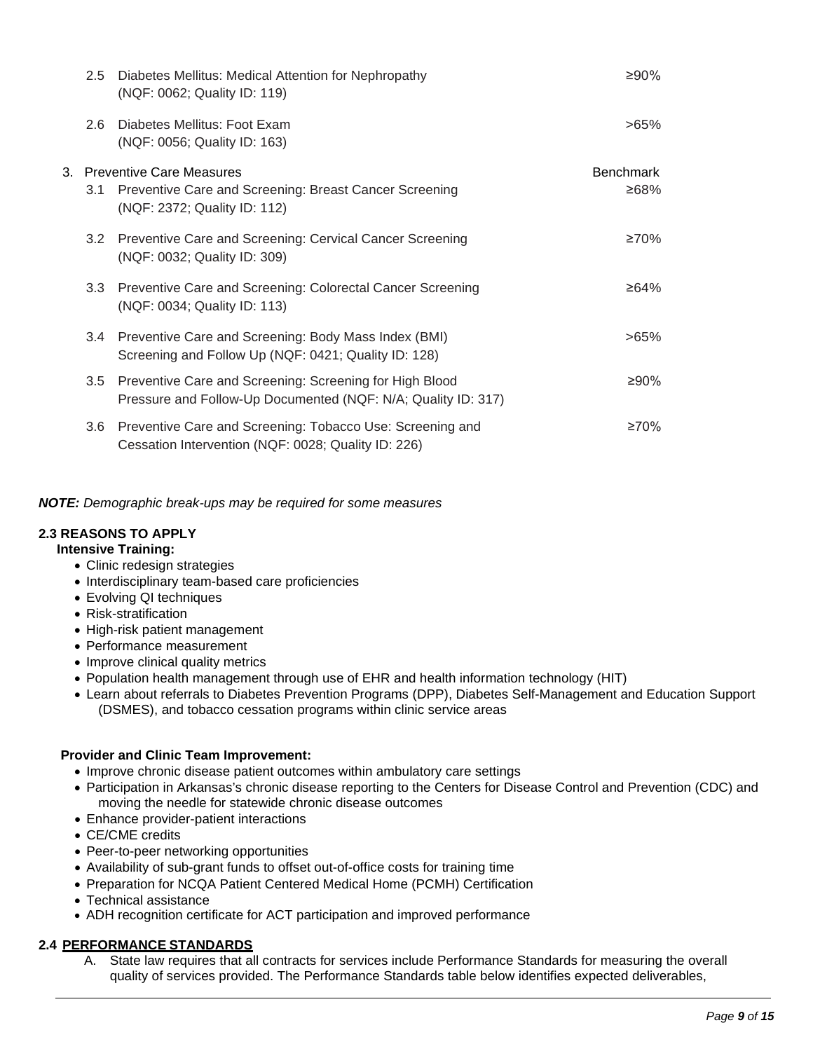| | Measure | Benchmark |
|---|---|---|
| 2.5 | Diabetes Mellitus: Medical Attention for Nephropathy (NQF: 0062; Quality ID: 119) | ≥90% |
| 2.6 | Diabetes Mellitus: Foot Exam (NQF: 0056; Quality ID: 163) | >65% |
| **3.** | **Preventive Care Measures** | **Benchmark** |
| 3.1 | Preventive Care and Screening: Breast Cancer Screening (NQF: 2372; Quality ID: 112) | ≥68% |
| 3.2 | Preventive Care and Screening: Cervical Cancer Screening (NQF: 0032; Quality ID: 309) | ≥70% |
| 3.3 | Preventive Care and Screening: Colorectal Cancer Screening (NQF: 0034; Quality ID: 113) | ≥64% |
| 3.4 | Preventive Care and Screening: Body Mass Index (BMI) Screening and Follow Up (NQF: 0421; Quality ID: 128) | >65% |
| 3.5 | Preventive Care and Screening: Screening for High Blood Pressure and Follow-Up Documented (NQF: N/A; Quality ID: 317) | ≥90% |
| 3.6 | Preventive Care and Screening: Tobacco Use: Screening and Cessation Intervention (NQF: 0028; Quality ID: 226) | ≥70% |

***NOTE:*** *Demographic break-ups may be required for some measures*

## 2.3 REASONS TO APPLY

**Intensive Training:**

- Clinic redesign strategies
- Interdisciplinary team-based care proficiencies
- Evolving QI techniques
- Risk-stratification
- High-risk patient management
- Performance measurement
- Improve clinical quality metrics
- Population health management through use of EHR and health information technology (HIT)
- Learn about referrals to Diabetes Prevention Programs (DPP), Diabetes Self-Management and Education Support (DSMES), and tobacco cessation programs within clinic service areas

**Provider and Clinic Team Improvement:**

- Improve chronic disease patient outcomes within ambulatory care settings
- Participation in Arkansas's chronic disease reporting to the Centers for Disease Control and Prevention (CDC) and moving the needle for statewide chronic disease outcomes
- Enhance provider-patient interactions
- CE/CME credits
- Peer-to-peer networking opportunities
- Availability of sub-grant funds to offset out-of-office costs for training time
- Preparation for NCQA Patient Centered Medical Home (PCMH) Certification
- Technical assistance
- ADH recognition certificate for ACT participation and improved performance

## 2.4 PERFORMANCE STANDARDS

A. State law requires that all contracts for services include Performance Standards for measuring the overall quality of services provided. The Performance Standards table below identifies expected deliverables,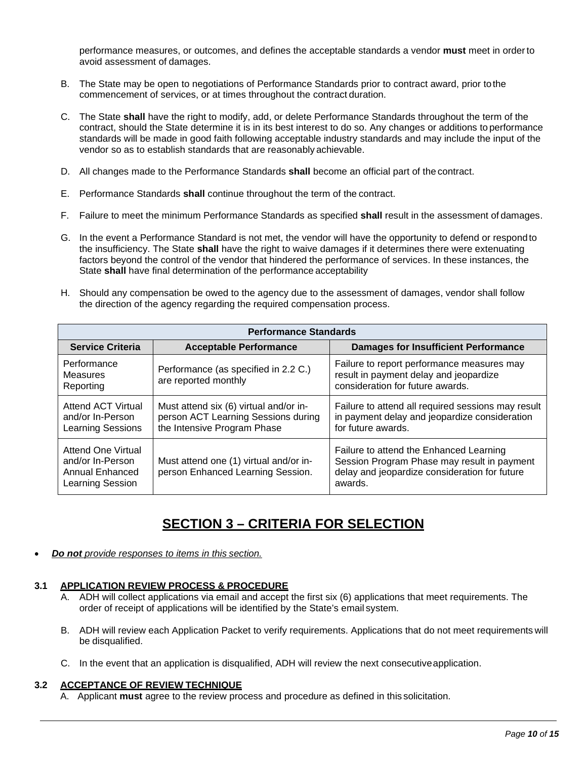performance measures, or outcomes, and defines the acceptable standards a vendor **must** meet in order to avoid assessment of damages.

B. The State may be open to negotiations of Performance Standards prior to contract award, prior to the commencement of services, or at times throughout the contract duration.

C. The State **shall** have the right to modify, add, or delete Performance Standards throughout the term of the contract, should the State determine it is in its best interest to do so. Any changes or additions to performance standards will be made in good faith following acceptable industry standards and may include the input of the vendor so as to establish standards that are reasonably achievable.

D. All changes made to the Performance Standards **shall** become an official part of the contract.

E. Performance Standards **shall** continue throughout the term of the contract.

F. Failure to meet the minimum Performance Standards as specified **shall** result in the assessment of damages.

G. In the event a Performance Standard is not met, the vendor will have the opportunity to defend or respond to the insufficiency. The State **shall** have the right to waive damages if it determines there were extenuating factors beyond the control of the vendor that hindered the performance of services. In these instances, the State **shall** have final determination of the performance acceptability

H. Should any compensation be owed to the agency due to the assessment of damages, vendor shall follow the direction of the agency regarding the required compensation process.

| **Performance Standards** | | |
|---|---|---|
| **Service Criteria** | **Acceptable Performance** | **Damages for Insufficient Performance** |
| Performance Measures Reporting | Performance (as specified in 2.2 C.) are reported monthly | Failure to report performance measures may result in payment delay and jeopardize consideration for future awards. |
| Attend ACT Virtual and/or In-Person Learning Sessions | Must attend six (6) virtual and/or in-person ACT Learning Sessions during the Intensive Program Phase | Failure to attend all required sessions may result in payment delay and jeopardize consideration for future awards. |
| Attend One Virtual and/or In-Person Annual Enhanced Learning Session | Must attend one (1) virtual and/or in-person Enhanced Learning Session. | Failure to attend the Enhanced Learning Session Program Phase may result in payment delay and jeopardize consideration for future awards. |

# SECTION 3 – CRITERIA FOR SELECTION

- ***Do not** provide responses to items in this section.*

### 3.1 APPLICATION REVIEW PROCESS & PROCEDURE

A. ADH will collect applications via email and accept the first six (6) applications that meet requirements. The order of receipt of applications will be identified by the State's email system.

B. ADH will review each Application Packet to verify requirements. Applications that do not meet requirements will be disqualified.

C. In the event that an application is disqualified, ADH will review the next consecutive application.

### 3.2 ACCEPTANCE OF REVIEW TECHNIQUE

A. Applicant **must** agree to the review process and procedure as defined in this solicitation.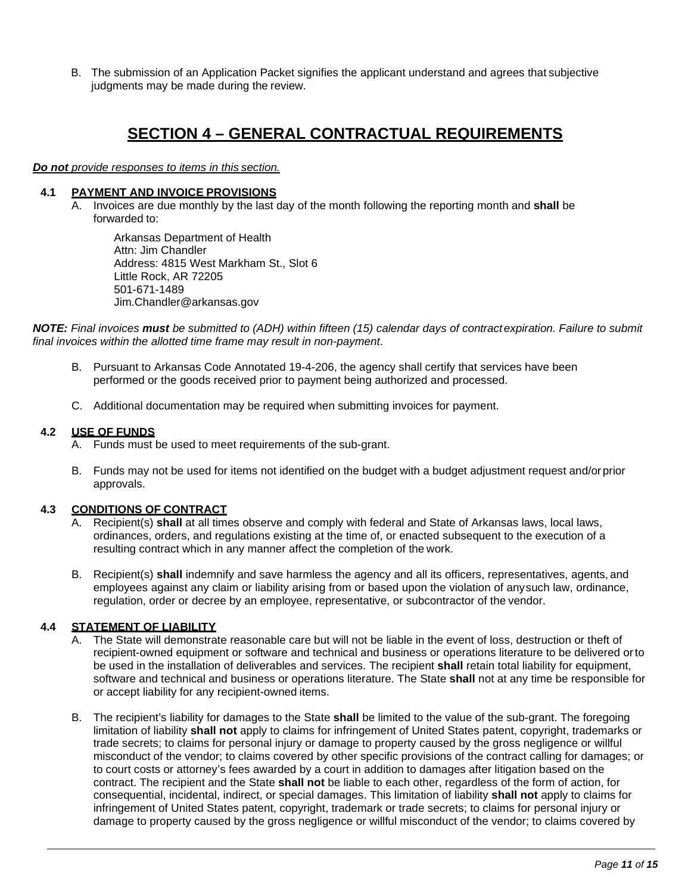B. The submission of an Application Packet signifies the applicant understand and agrees that subjective judgments may be made during the review.

# SECTION 4 – GENERAL CONTRACTUAL REQUIREMENTS

***Do not** provide responses to items in this section.*

### 4.1 PAYMENT AND INVOICE PROVISIONS

A. Invoices are due monthly by the last day of the month following the reporting month and **shall** be forwarded to:

Arkansas Department of Health
Attn: Jim Chandler
Address: 4815 West Markham St., Slot 6
Little Rock, AR 72205
501-671-1489
Jim.Chandler@arkansas.gov

***NOTE:** Final invoices **must** be submitted to (ADH) within fifteen (15) calendar days of contract expiration. Failure to submit final invoices within the allotted time frame may result in non-payment*.

B. Pursuant to Arkansas Code Annotated 19-4-206, the agency shall certify that services have been performed or the goods received prior to payment being authorized and processed.

C. Additional documentation may be required when submitting invoices for payment.

### 4.2 USE OF FUNDS

A. Funds must be used to meet requirements of the sub-grant.

B. Funds may not be used for items not identified on the budget with a budget adjustment request and/or prior approvals.

### 4.3 CONDITIONS OF CONTRACT

A. Recipient(s) **shall** at all times observe and comply with federal and State of Arkansas laws, local laws, ordinances, orders, and regulations existing at the time of, or enacted subsequent to the execution of a resulting contract which in any manner affect the completion of the work.

B. Recipient(s) **shall** indemnify and save harmless the agency and all its officers, representatives, agents, and employees against any claim or liability arising from or based upon the violation of any such law, ordinance, regulation, order or decree by an employee, representative, or subcontractor of the vendor.

### 4.4 STATEMENT OF LIABILITY

A. The State will demonstrate reasonable care but will not be liable in the event of loss, destruction or theft of recipient-owned equipment or software and technical and business or operations literature to be delivered or to be used in the installation of deliverables and services. The recipient **shall** retain total liability for equipment, software and technical and business or operations literature. The State **shall** not at any time be responsible for or accept liability for any recipient-owned items.

B. The recipient's liability for damages to the State **shall** be limited to the value of the sub-grant. The foregoing limitation of liability **shall not** apply to claims for infringement of United States patent, copyright, trademarks or trade secrets; to claims for personal injury or damage to property caused by the gross negligence or willful misconduct of the vendor; to claims covered by other specific provisions of the contract calling for damages; or to court costs or attorney's fees awarded by a court in addition to damages after litigation based on the contract. The recipient and the State **shall not** be liable to each other, regardless of the form of action, for consequential, incidental, indirect, or special damages. This limitation of liability **shall not** apply to claims for infringement of United States patent, copyright, trademark or trade secrets; to claims for personal injury or damage to property caused by the gross negligence or willful misconduct of the vendor; to claims covered by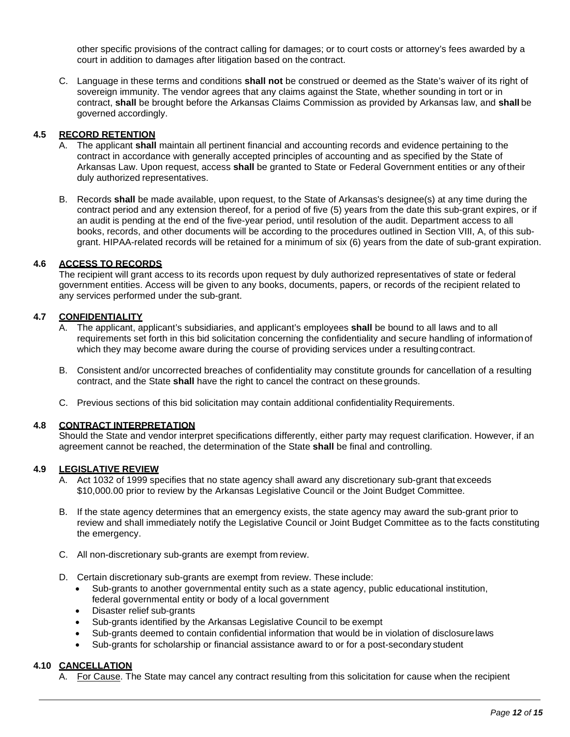other specific provisions of the contract calling for damages; or to court costs or attorney's fees awarded by a court in addition to damages after litigation based on the contract.

C. Language in these terms and conditions **shall not** be construed or deemed as the State's waiver of its right of sovereign immunity. The vendor agrees that any claims against the State, whether sounding in tort or in contract, **shall** be brought before the Arkansas Claims Commission as provided by Arkansas law, and **shall** be governed accordingly.

### 4.5 RECORD RETENTION

A. The applicant **shall** maintain all pertinent financial and accounting records and evidence pertaining to the contract in accordance with generally accepted principles of accounting and as specified by the State of Arkansas Law. Upon request, access **shall** be granted to State or Federal Government entities or any of their duly authorized representatives.

B. Records **shall** be made available, upon request, to the State of Arkansas's designee(s) at any time during the contract period and any extension thereof, for a period of five (5) years from the date this sub-grant expires, or if an audit is pending at the end of the five-year period, until resolution of the audit. Department access to all books, records, and other documents will be according to the procedures outlined in Section VIII, A, of this sub-grant. HIPAA-related records will be retained for a minimum of six (6) years from the date of sub-grant expiration.

### 4.6 ACCESS TO RECORDS

The recipient will grant access to its records upon request by duly authorized representatives of state or federal government entities. Access will be given to any books, documents, papers, or records of the recipient related to any services performed under the sub-grant.

### 4.7 CONFIDENTIALITY

A. The applicant, applicant's subsidiaries, and applicant's employees **shall** be bound to all laws and to all requirements set forth in this bid solicitation concerning the confidentiality and secure handling of information of which they may become aware during the course of providing services under a resulting contract.

B. Consistent and/or uncorrected breaches of confidentiality may constitute grounds for cancellation of a resulting contract, and the State **shall** have the right to cancel the contract on these grounds.

C. Previous sections of this bid solicitation may contain additional confidentiality Requirements.

### 4.8 CONTRACT INTERPRETATION

Should the State and vendor interpret specifications differently, either party may request clarification. However, if an agreement cannot be reached, the determination of the State **shall** be final and controlling.

### 4.9 LEGISLATIVE REVIEW

A. Act 1032 of 1999 specifies that no state agency shall award any discretionary sub-grant that exceeds $10,000.00 prior to review by the Arkansas Legislative Council or the Joint Budget Committee.

B. If the state agency determines that an emergency exists, the state agency may award the sub-grant prior to review and shall immediately notify the Legislative Council or Joint Budget Committee as to the facts constituting the emergency.

C. All non-discretionary sub-grants are exempt from review.

D. Certain discretionary sub-grants are exempt from review. These include:
- Sub-grants to another governmental entity such as a state agency, public educational institution, federal governmental entity or body of a local government
- Disaster relief sub-grants
- Sub-grants identified by the Arkansas Legislative Council to be exempt
- Sub-grants deemed to contain confidential information that would be in violation of disclosure laws
- Sub-grants for scholarship or financial assistance award to or for a post-secondary student

### 4.10 CANCELLATION

A. For Cause. The State may cancel any contract resulting from this solicitation for cause when the recipient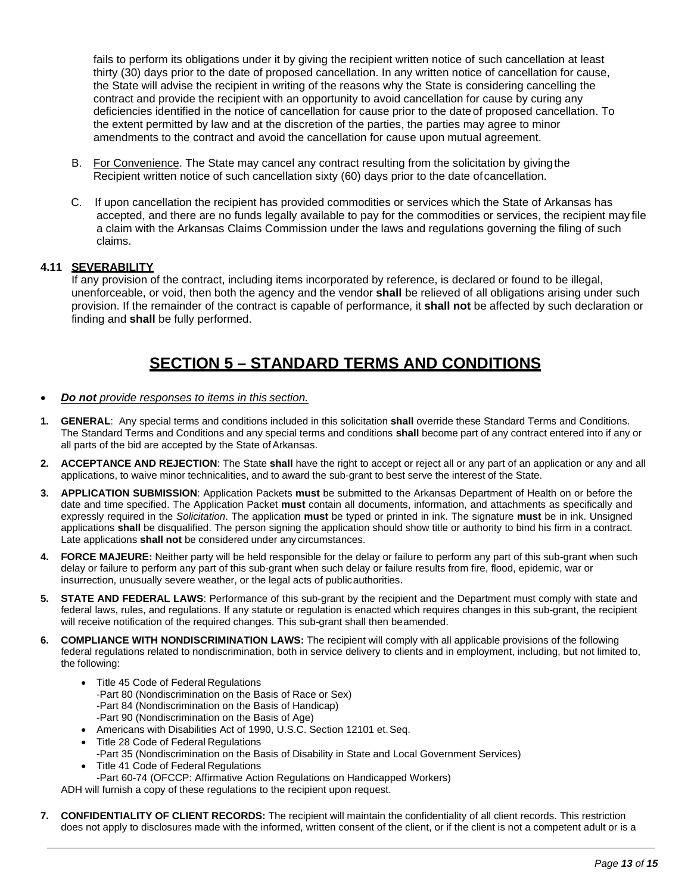fails to perform its obligations under it by giving the recipient written notice of such cancellation at least thirty (30) days prior to the date of proposed cancellation. In any written notice of cancellation for cause, the State will advise the recipient in writing of the reasons why the State is considering cancelling the contract and provide the recipient with an opportunity to avoid cancellation for cause by curing any deficiencies identified in the notice of cancellation for cause prior to the date of proposed cancellation. To the extent permitted by law and at the discretion of the parties, the parties may agree to minor amendments to the contract and avoid the cancellation for cause upon mutual agreement.

B. For Convenience. The State may cancel any contract resulting from the solicitation by giving the Recipient written notice of such cancellation sixty (60) days prior to the date of cancellation.

C. If upon cancellation the recipient has provided commodities or services which the State of Arkansas has accepted, and there are no funds legally available to pay for the commodities or services, the recipient may file a claim with the Arkansas Claims Commission under the laws and regulations governing the filing of such claims.

**4.11 SEVERABILITY**

If any provision of the contract, including items incorporated by reference, is declared or found to be illegal, unenforceable, or void, then both the agency and the vendor **shall** be relieved of all obligations arising under such provision. If the remainder of the contract is capable of performance, it **shall not** be affected by such declaration or finding and **shall** be fully performed.

# SECTION 5 – STANDARD TERMS AND CONDITIONS

- ***Do not** provide responses to items in this section.*

1. **GENERAL**: Any special terms and conditions included in this solicitation **shall** override these Standard Terms and Conditions. The Standard Terms and Conditions and any special terms and conditions **shall** become part of any contract entered into if any or all parts of the bid are accepted by the State of Arkansas.

2. **ACCEPTANCE AND REJECTION**: The State **shall** have the right to accept or reject all or any part of an application or any and all applications, to waive minor technicalities, and to award the sub-grant to best serve the interest of the State.

3. **APPLICATION SUBMISSION**: Application Packets **must** be submitted to the Arkansas Department of Health on or before the date and time specified. The Application Packet **must** contain all documents, information, and attachments as specifically and expressly required in the *Solicitation*. The application **must** be typed or printed in ink. The signature **must** be in ink. Unsigned applications **shall** be disqualified. The person signing the application should show title or authority to bind his firm in a contract. Late applications **shall not** be considered under any circumstances.

4. **FORCE MAJEURE:** Neither party will be held responsible for the delay or failure to perform any part of this sub-grant when such delay or failure to perform any part of this sub-grant when such delay or failure results from fire, flood, epidemic, war or insurrection, unusually severe weather, or the legal acts of public authorities.

5. **STATE AND FEDERAL LAWS**: Performance of this sub-grant by the recipient and the Department must comply with state and federal laws, rules, and regulations. If any statute or regulation is enacted which requires changes in this sub-grant, the recipient will receive notification of the required changes. This sub-grant shall then be amended.

6. **COMPLIANCE WITH NONDISCRIMINATION LAWS:** The recipient will comply with all applicable provisions of the following federal regulations related to nondiscrimination, both in service delivery to clients and in employment, including, but not limited to, the following:

   - Title 45 Code of Federal Regulations
     - -Part 80 (Nondiscrimination on the Basis of Race or Sex)
     - -Part 84 (Nondiscrimination on the Basis of Handicap)
     - -Part 90 (Nondiscrimination on the Basis of Age)
   - Americans with Disabilities Act of 1990, U.S.C. Section 12101 et. Seq.
   - Title 28 Code of Federal Regulations
     - -Part 35 (Nondiscrimination on the Basis of Disability in State and Local Government Services)
   - Title 41 Code of Federal Regulations
     - -Part 60-74 (OFCCP: Affirmative Action Regulations on Handicapped Workers)

   ADH will furnish a copy of these regulations to the recipient upon request.

7. **CONFIDENTIALITY OF CLIENT RECORDS:** The recipient will maintain the confidentiality of all client records. This restriction does not apply to disclosures made with the informed, written consent of the client, or if the client is not a competent adult or is a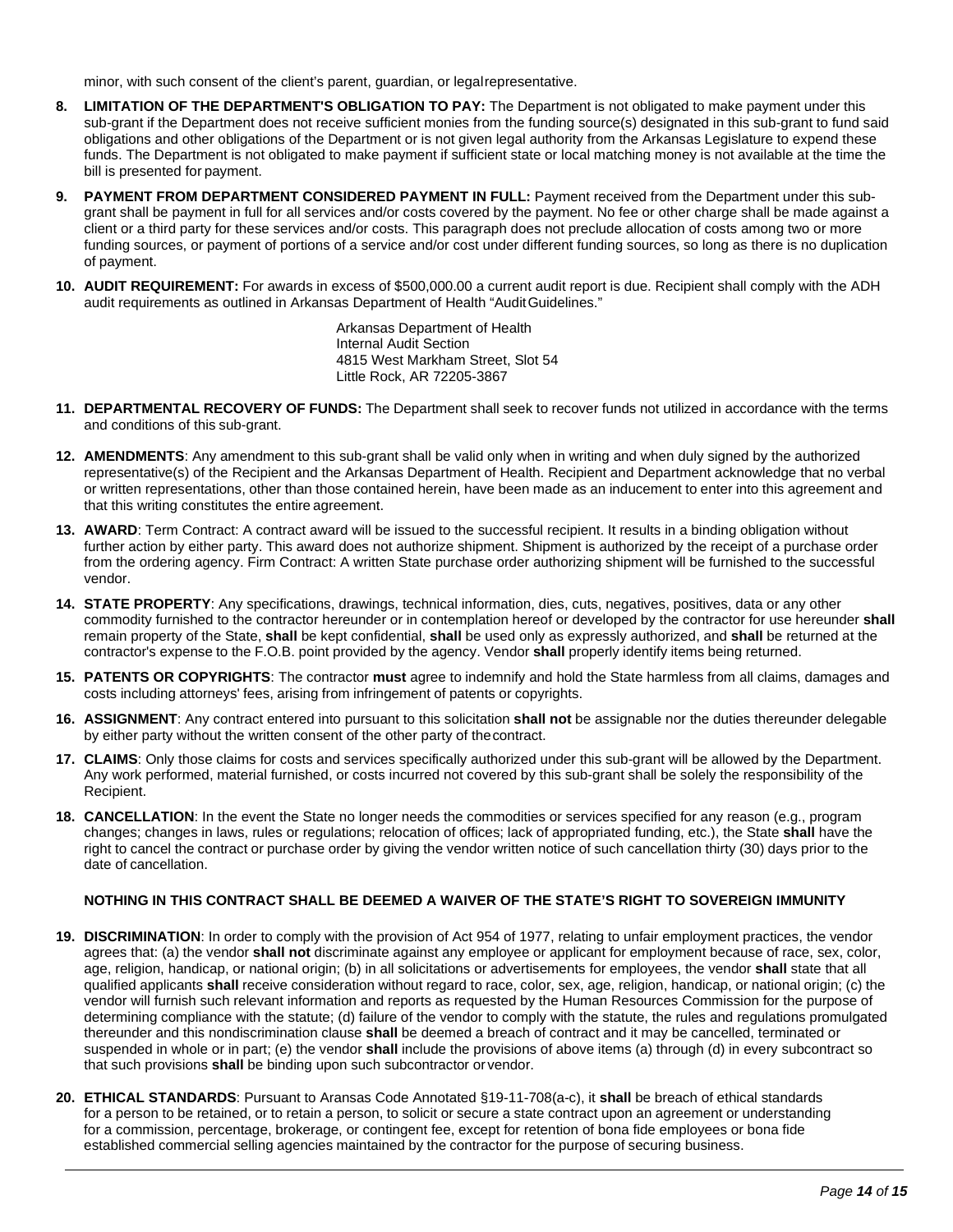minor, with such consent of the client's parent, guardian, or legal representative.

8. **LIMITATION OF THE DEPARTMENT'S OBLIGATION TO PAY:** The Department is not obligated to make payment under this sub-grant if the Department does not receive sufficient monies from the funding source(s) designated in this sub-grant to fund said obligations and other obligations of the Department or is not given legal authority from the Arkansas Legislature to expend these funds. The Department is not obligated to make payment if sufficient state or local matching money is not available at the time the bill is presented for payment.

9. **PAYMENT FROM DEPARTMENT CONSIDERED PAYMENT IN FULL:** Payment received from the Department under this sub-grant shall be payment in full for all services and/or costs covered by the payment. No fee or other charge shall be made against a client or a third party for these services and/or costs. This paragraph does not preclude allocation of costs among two or more funding sources, or payment of portions of a service and/or cost under different funding sources, so long as there is no duplication of payment.

10. **AUDIT REQUIREMENT:** For awards in excess of $500,000.00 a current audit report is due. Recipient shall comply with the ADH audit requirements as outlined in Arkansas Department of Health "Audit Guidelines."

    Arkansas Department of Health
    Internal Audit Section
    4815 West Markham Street, Slot 54
    Little Rock, AR 72205-3867

11. **DEPARTMENTAL RECOVERY OF FUNDS:** The Department shall seek to recover funds not utilized in accordance with the terms and conditions of this sub-grant.

12. **AMENDMENTS**: Any amendment to this sub-grant shall be valid only when in writing and when duly signed by the authorized representative(s) of the Recipient and the Arkansas Department of Health. Recipient and Department acknowledge that no verbal or written representations, other than those contained herein, have been made as an inducement to enter into this agreement and that this writing constitutes the entire agreement.

13. **AWARD**: Term Contract: A contract award will be issued to the successful recipient. It results in a binding obligation without further action by either party. This award does not authorize shipment. Shipment is authorized by the receipt of a purchase order from the ordering agency. Firm Contract: A written State purchase order authorizing shipment will be furnished to the successful vendor.

14. **STATE PROPERTY**: Any specifications, drawings, technical information, dies, cuts, negatives, positives, data or any other commodity furnished to the contractor hereunder or in contemplation hereof or developed by the contractor for use hereunder **shall** remain property of the State, **shall** be kept confidential, **shall** be used only as expressly authorized, and **shall** be returned at the contractor's expense to the F.O.B. point provided by the agency. Vendor **shall** properly identify items being returned.

15. **PATENTS OR COPYRIGHTS**: The contractor **must** agree to indemnify and hold the State harmless from all claims, damages and costs including attorneys' fees, arising from infringement of patents or copyrights.

16. **ASSIGNMENT**: Any contract entered into pursuant to this solicitation **shall not** be assignable nor the duties thereunder delegable by either party without the written consent of the other party of the contract.

17. **CLAIMS**: Only those claims for costs and services specifically authorized under this sub-grant will be allowed by the Department. Any work performed, material furnished, or costs incurred not covered by this sub-grant shall be solely the responsibility of the Recipient.

18. **CANCELLATION**: In the event the State no longer needs the commodities or services specified for any reason (e.g., program changes; changes in laws, rules or regulations; relocation of offices; lack of appropriated funding, etc.), the State **shall** have the right to cancel the contract or purchase order by giving the vendor written notice of such cancellation thirty (30) days prior to the date of cancellation.

**NOTHING IN THIS CONTRACT SHALL BE DEEMED A WAIVER OF THE STATE'S RIGHT TO SOVEREIGN IMMUNITY**

19. **DISCRIMINATION**: In order to comply with the provision of Act 954 of 1977, relating to unfair employment practices, the vendor agrees that: (a) the vendor **shall not** discriminate against any employee or applicant for employment because of race, sex, color, age, religion, handicap, or national origin; (b) in all solicitations or advertisements for employees, the vendor **shall** state that all qualified applicants **shall** receive consideration without regard to race, color, sex, age, religion, handicap, or national origin; (c) the vendor will furnish such relevant information and reports as requested by the Human Resources Commission for the purpose of determining compliance with the statute; (d) failure of the vendor to comply with the statute, the rules and regulations promulgated thereunder and this nondiscrimination clause **shall** be deemed a breach of contract and it may be cancelled, terminated or suspended in whole or in part; (e) the vendor **shall** include the provisions of above items (a) through (d) in every subcontract so that such provisions **shall** be binding upon such subcontractor or vendor.

20. **ETHICAL STANDARDS**: Pursuant to Aransas Code Annotated §19-11-708(a-c), it **shall** be breach of ethical standards for a person to be retained, or to retain a person, to solicit or secure a state contract upon an agreement or understanding for a commission, percentage, brokerage, or contingent fee, except for retention of bona fide employees or bona fide established commercial selling agencies maintained by the contractor for the purpose of securing business.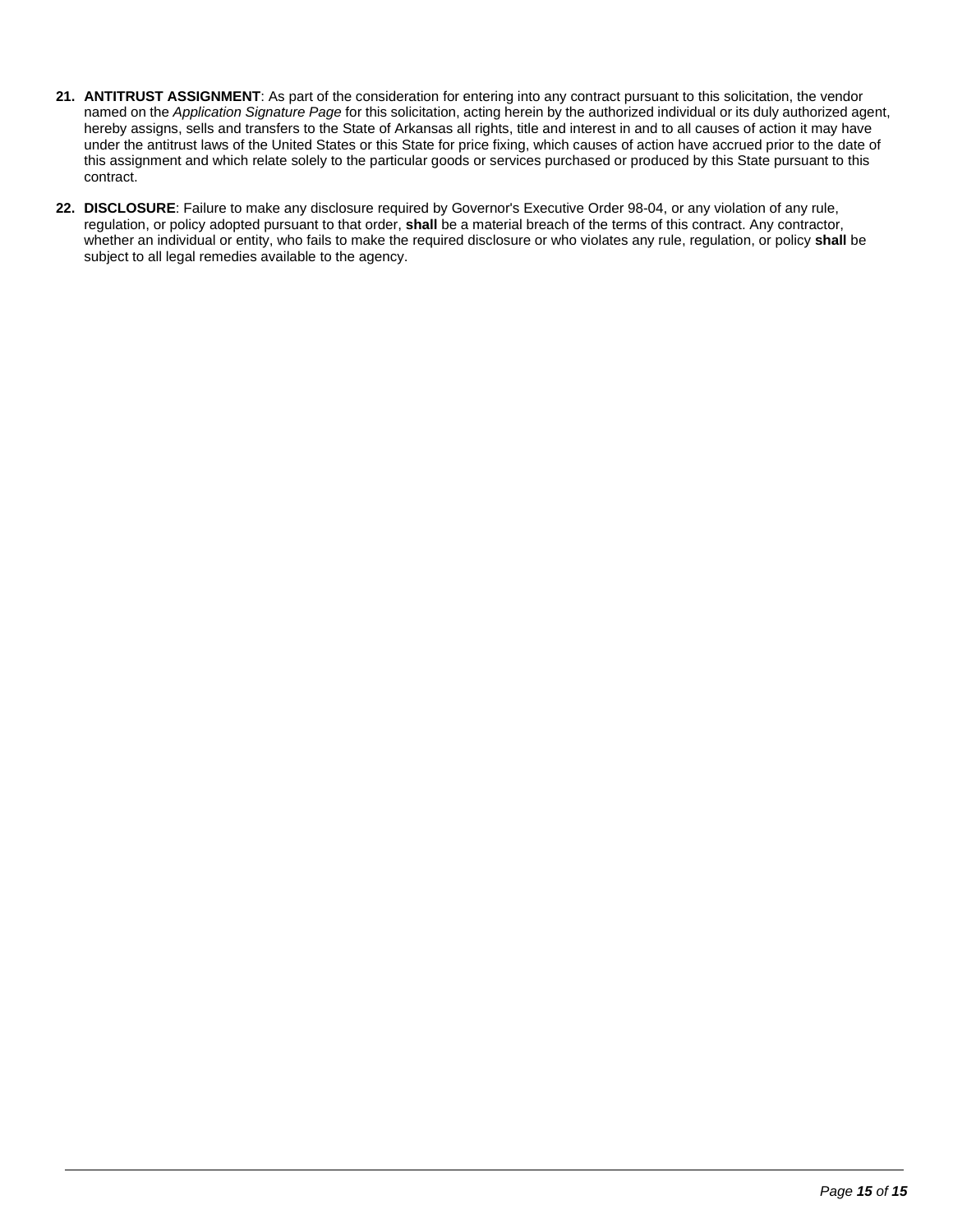21. **ANTITRUST ASSIGNMENT**: As part of the consideration for entering into any contract pursuant to this solicitation, the vendor named on the *Application Signature Page* for this solicitation, acting herein by the authorized individual or its duly authorized agent, hereby assigns, sells and transfers to the State of Arkansas all rights, title and interest in and to all causes of action it may have under the antitrust laws of the United States or this State for price fixing, which causes of action have accrued prior to the date of this assignment and which relate solely to the particular goods or services purchased or produced by this State pursuant to this contract.

22. **DISCLOSURE**: Failure to make any disclosure required by Governor's Executive Order 98-04, or any violation of any rule, regulation, or policy adopted pursuant to that order, **shall** be a material breach of the terms of this contract. Any contractor, whether an individual or entity, who fails to make the required disclosure or who violates any rule, regulation, or policy **shall** be subject to all legal remedies available to the agency.